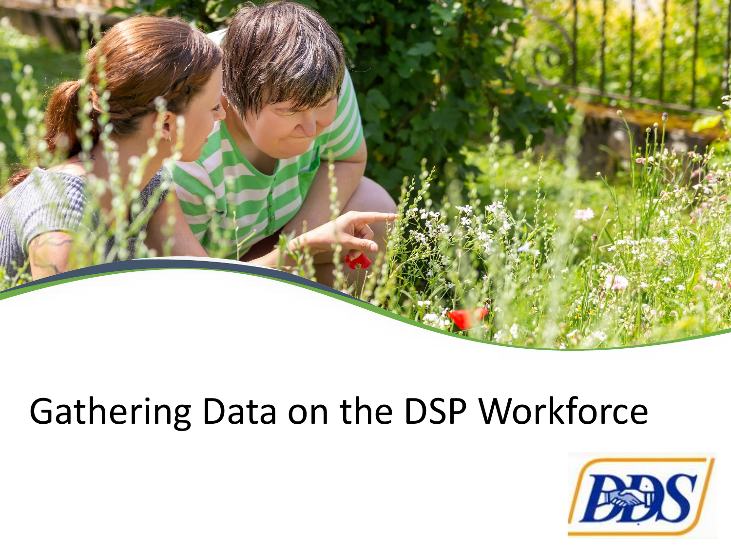# Gathering Data on the DSP Workforce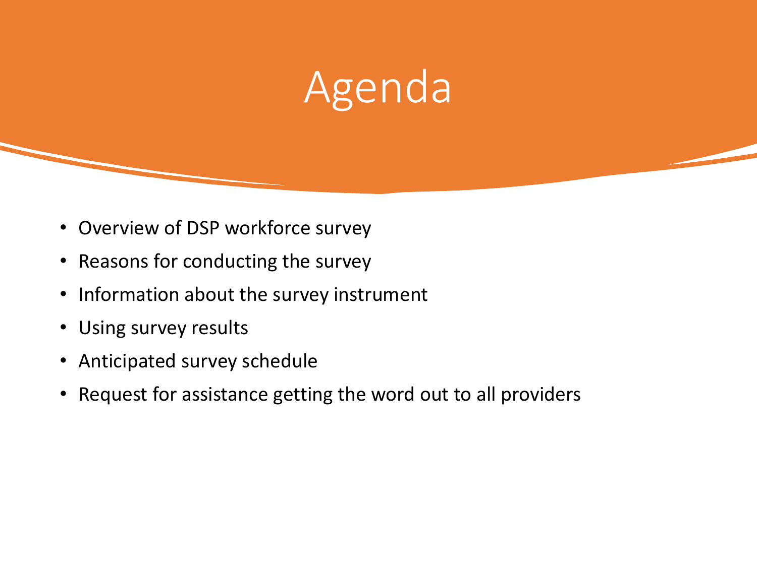# Agenda

- Overview of DSP workforce survey
- Reasons for conducting the survey
- Information about the survey instrument
- Using survey results
- Anticipated survey schedule
- Request for assistance getting the word out to all providers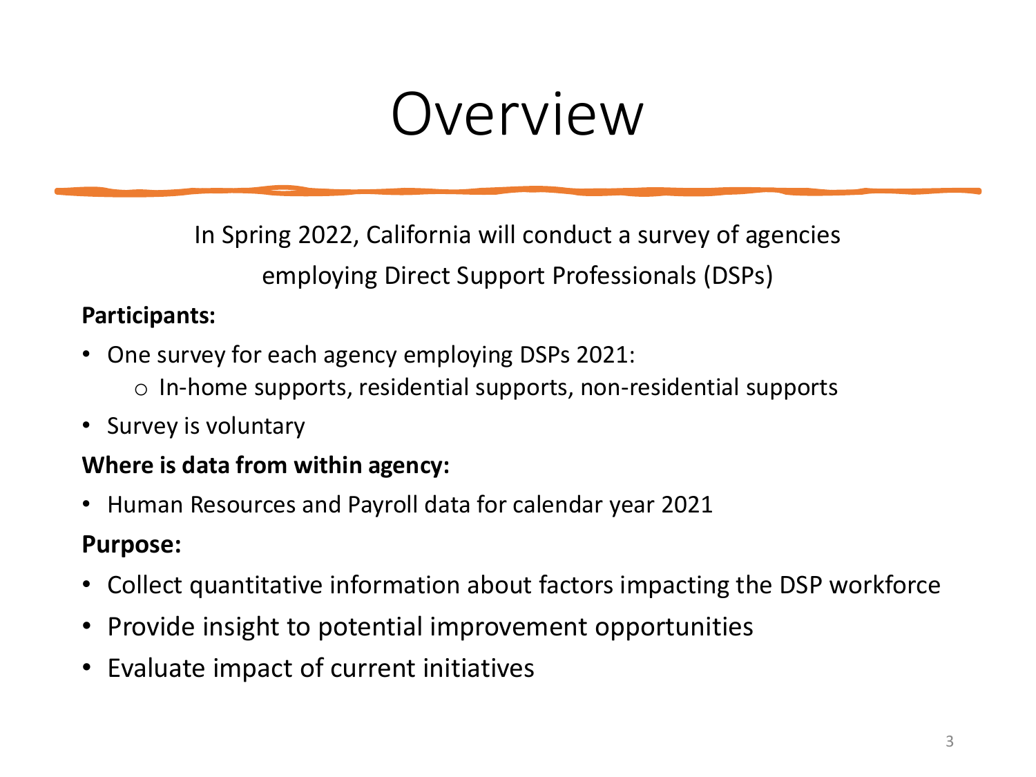# Overview

In Spring 2022, California will conduct a survey of agencies employing Direct Support Professionals (DSPs)

**Participants:**

- One survey for each agency employing DSPs 2021:
  - In-home supports, residential supports, non-residential supports
- Survey is voluntary

**Where is data from within agency:**

- Human Resources and Payroll data for calendar year 2021

**Purpose:**

- Collect quantitative information about factors impacting the DSP workforce
- Provide insight to potential improvement opportunities
- Evaluate impact of current initiatives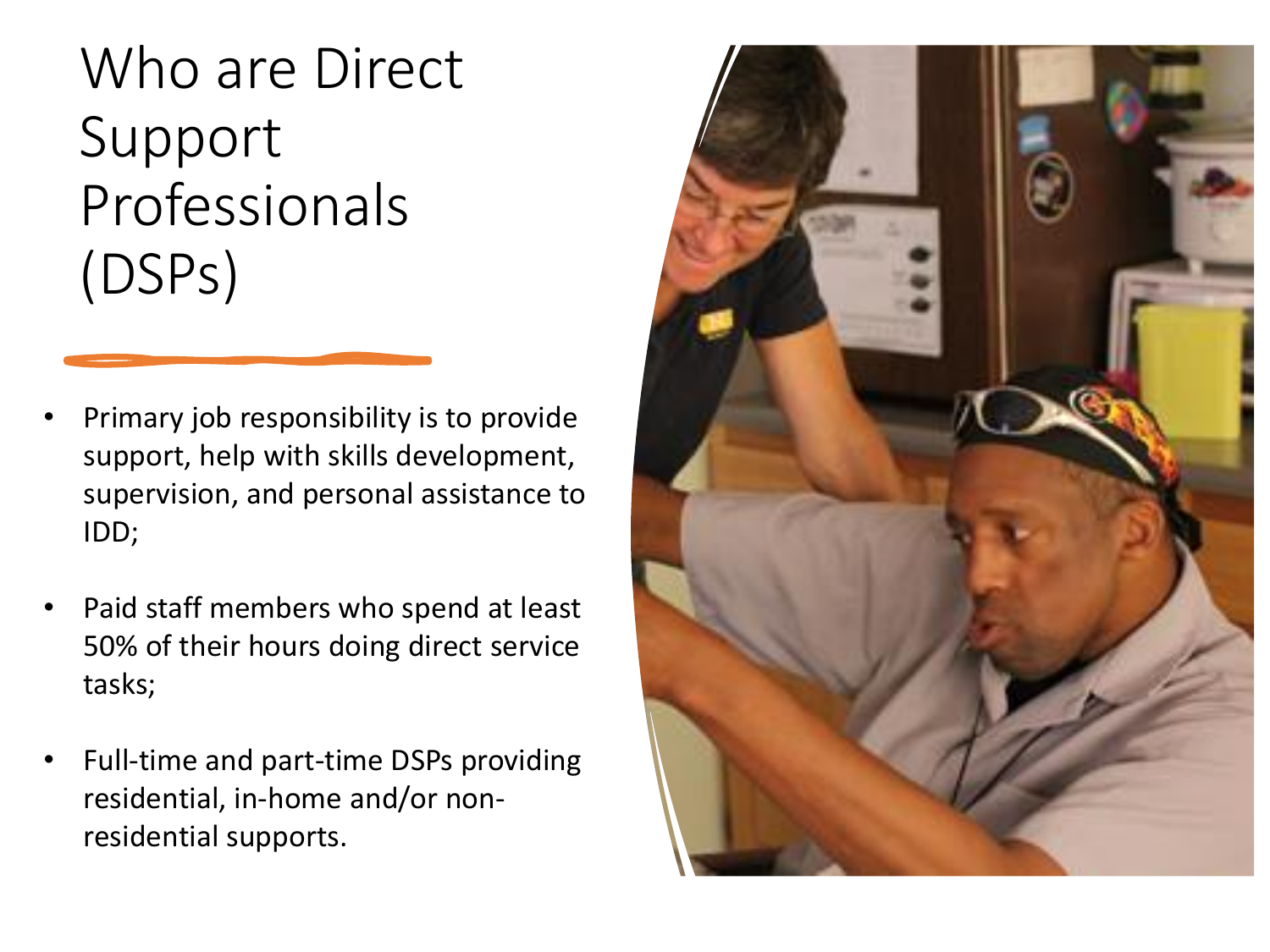# Who are Direct Support Professionals (DSPs)

- Primary job responsibility is to provide support, help with skills development, supervision, and personal assistance to IDD;
- Paid staff members who spend at least 50% of their hours doing direct service tasks;
- Full-time and part-time DSPs providing residential, in-home and/or non-residential supports.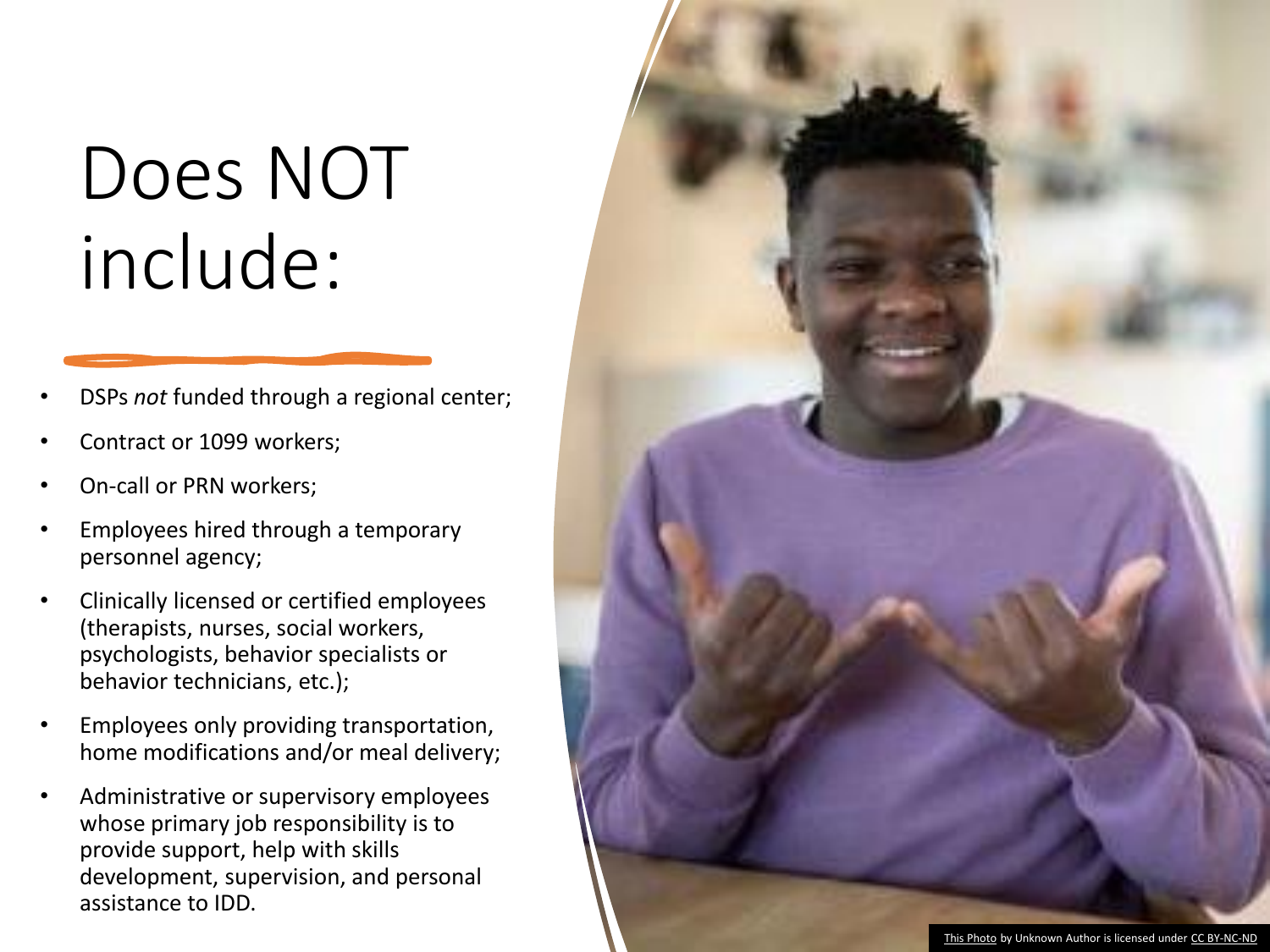# Does NOT include:

- DSPs *not* funded through a regional center;
- Contract or 1099 workers;
- On-call or PRN workers;
- Employees hired through a temporary personnel agency;
- Clinically licensed or certified employees (therapists, nurses, social workers, psychologists, behavior specialists or behavior technicians, etc.);
- Employees only providing transportation, home modifications and/or meal delivery;
- Administrative or supervisory employees whose primary job responsibility is to provide support, help with skills development, supervision, and personal assistance to IDD.

This Photo by Unknown Author is licensed under CC BY-NC-ND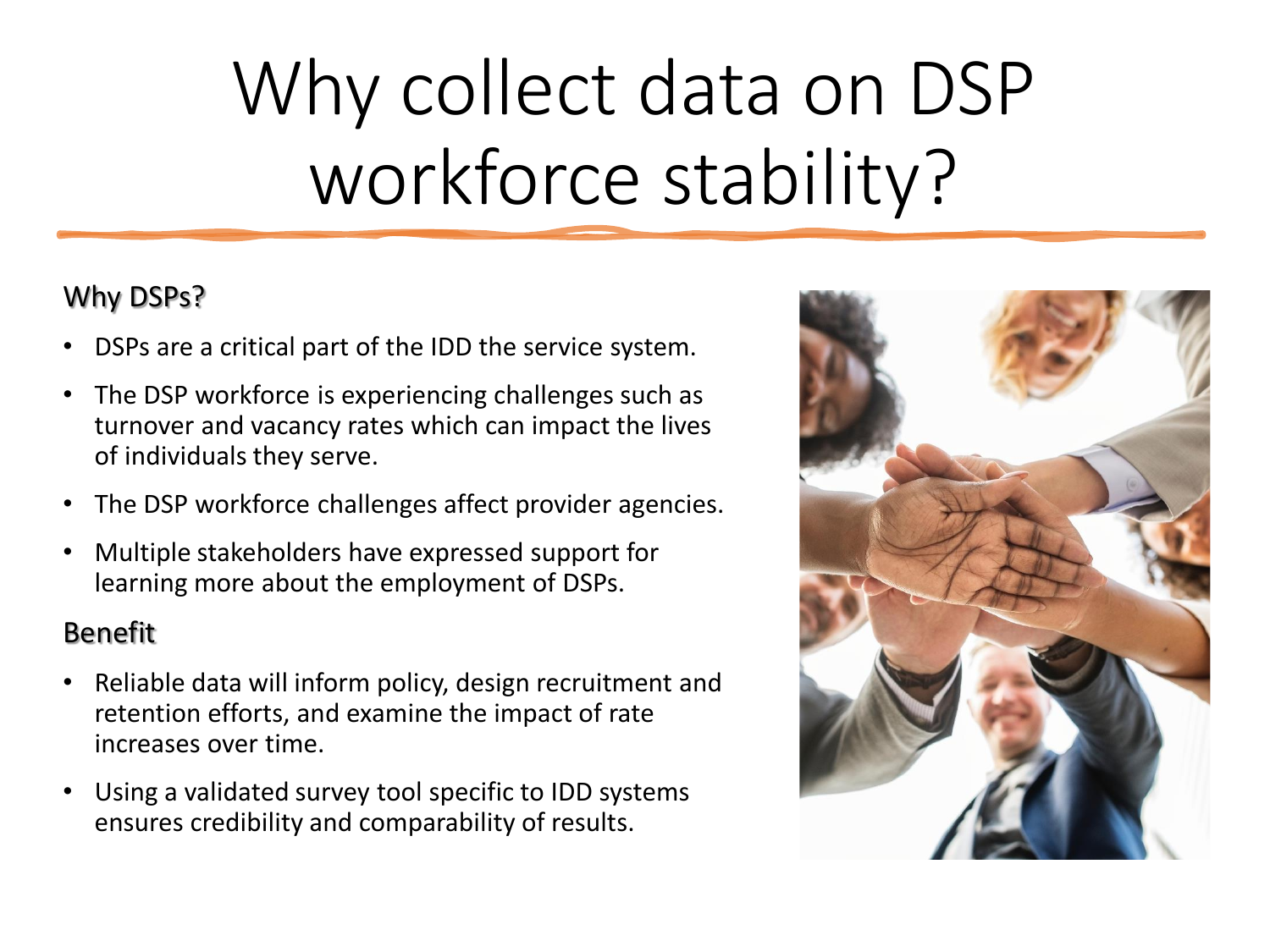# Why collect data on DSP workforce stability?

## Why DSPs?

- DSPs are a critical part of the IDD the service system.
- The DSP workforce is experiencing challenges such as turnover and vacancy rates which can impact the lives of individuals they serve.
- The DSP workforce challenges affect provider agencies.
- Multiple stakeholders have expressed support for learning more about the employment of DSPs.

## Benefit

- Reliable data will inform policy, design recruitment and retention efforts, and examine the impact of rate increases over time.
- Using a validated survey tool specific to IDD systems ensures credibility and comparability of results.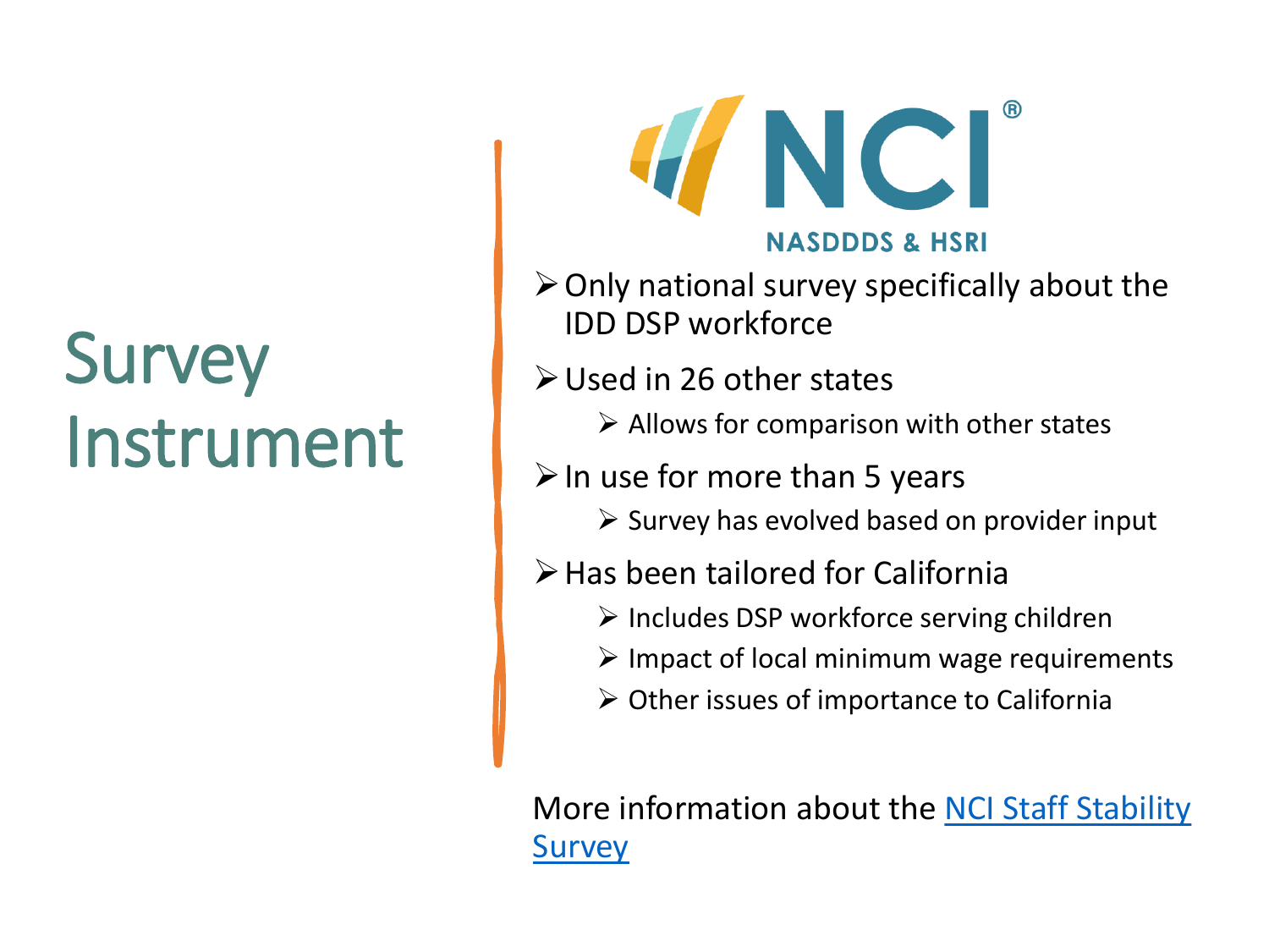# Survey Instrument

NCI®
NASDDDS & HSRI

- Only national survey specifically about the IDD DSP workforce
- Used in 26 other states
  - Allows for comparison with other states
- In use for more than 5 years
  - Survey has evolved based on provider input
- Has been tailored for California
  - Includes DSP workforce serving children
  - Impact of local minimum wage requirements
  - Other issues of importance to California

More information about the [NCI Staff Stability Survey]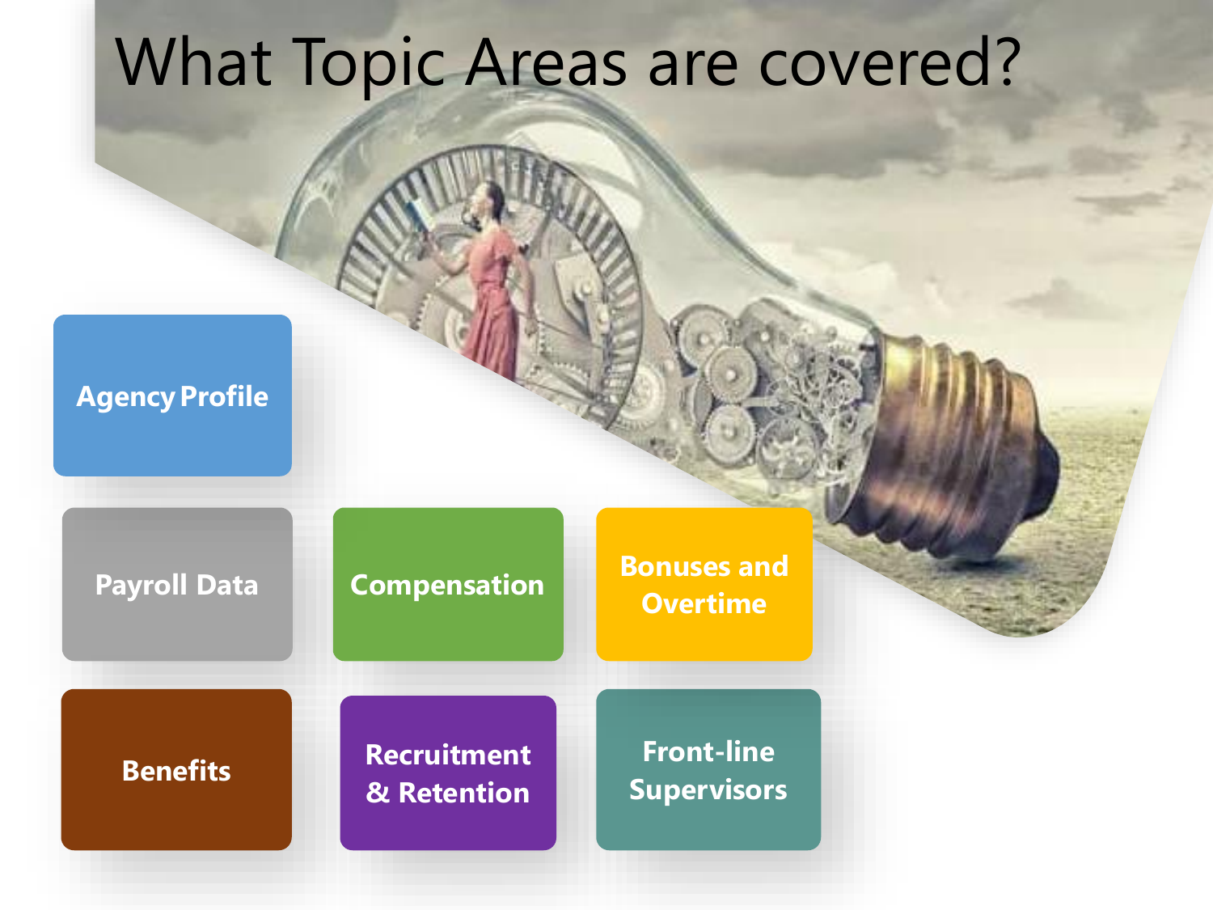# What Topic Areas are covered?

- Agency Profile
- Payroll Data
- Compensation
- Bonuses and Overtime
- Benefits
- Recruitment & Retention
- Front-line Supervisors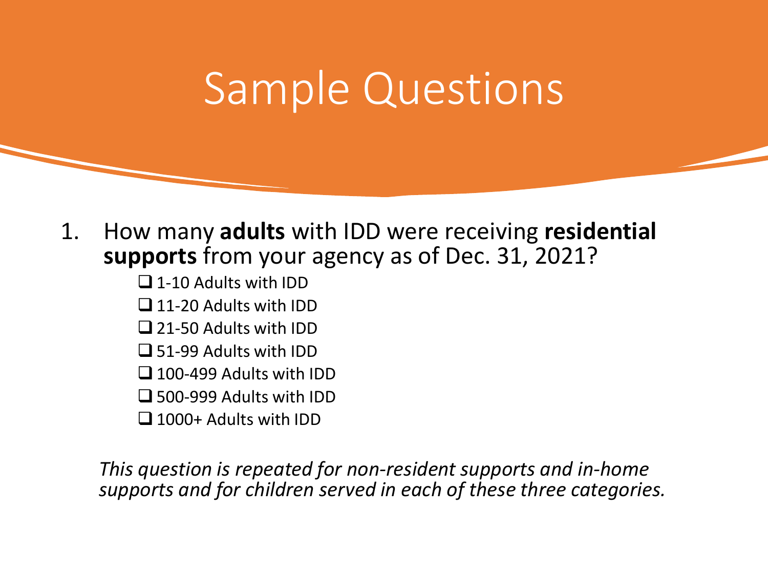# Sample Questions

1. How many **adults** with IDD were receiving **residential supports** from your agency as of Dec. 31, 2021?
   - ❑ 1-10 Adults with IDD
   - ❑ 11-20 Adults with IDD
   - ❑ 21-50 Adults with IDD
   - ❑ 51-99 Adults with IDD
   - ❑ 100-499 Adults with IDD
   - ❑ 500-999 Adults with IDD
   - ❑ 1000+ Adults with IDD

   *This question is repeated for non-resident supports and in-home supports and for children served in each of these three categories.*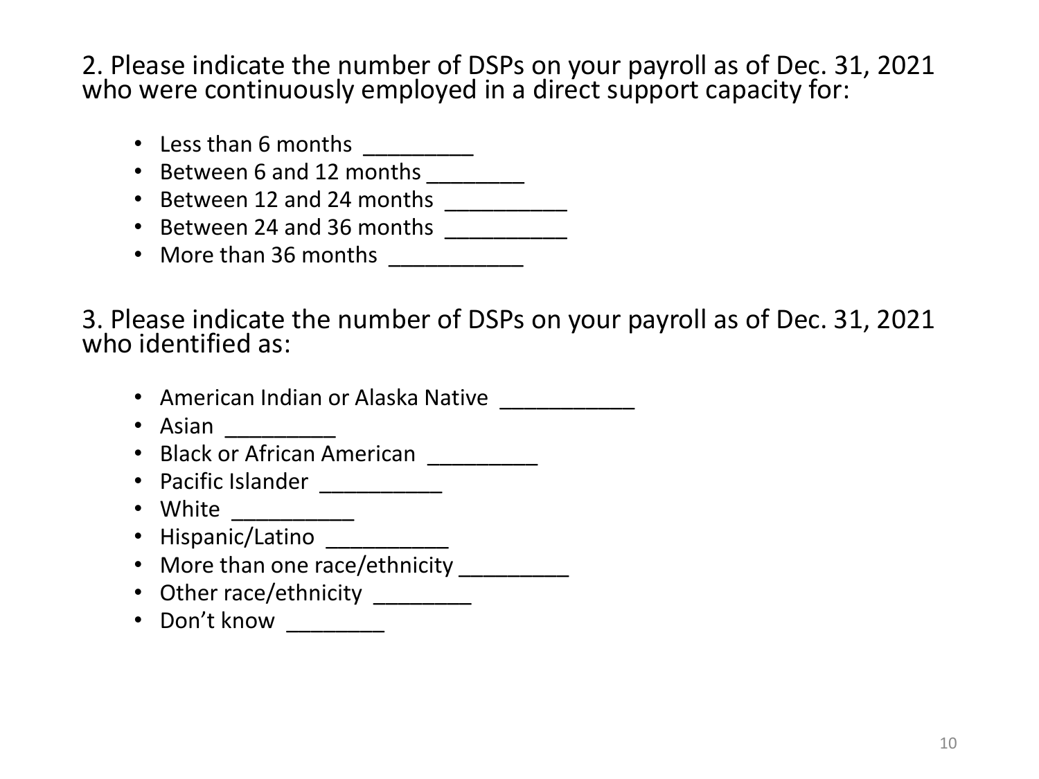2. Please indicate the number of DSPs on your payroll as of Dec. 31, 2021 who were continuously employed in a direct support capacity for:

- Less than 6 months _________
- Between 6 and 12 months ________
- Between 12 and 24 months __________
- Between 24 and 36 months __________
- More than 36 months ___________

3. Please indicate the number of DSPs on your payroll as of Dec. 31, 2021 who identified as:

- American Indian or Alaska Native ___________
- Asian _________
- Black or African American _________
- Pacific Islander __________
- White __________
- Hispanic/Latino __________
- More than one race/ethnicity _________
- Other race/ethnicity ________
- Don't know ________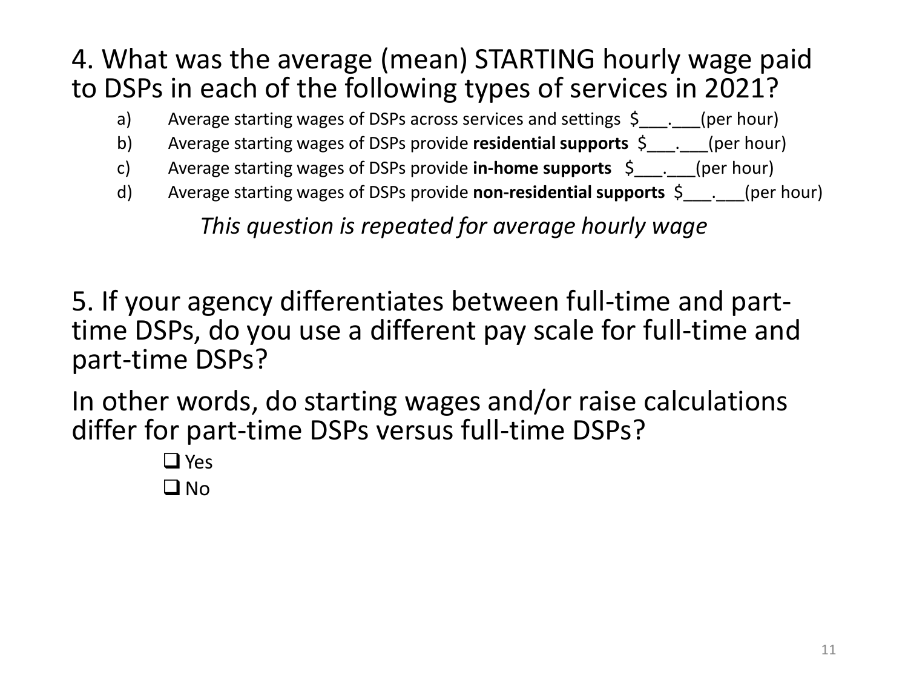## 4. What was the average (mean) STARTING hourly wage paid to DSPs in each of the following types of services in 2021?

a) Average starting wages of DSPs across services and settings $___.___(per hour)

b) Average starting wages of DSPs provide **residential supports** $___.___(per hour)

c) Average starting wages of DSPs provide **in-home supports** $___.___(per hour)

d) Average starting wages of DSPs provide **non-residential supports** $___.___(per hour)

*This question is repeated for average hourly wage*

## 5. If your agency differentiates between full-time and part-time DSPs, do you use a different pay scale for full-time and part-time DSPs?

In other words, do starting wages and/or raise calculations differ for part-time DSPs versus full-time DSPs?

- ☐ Yes
- ☐ No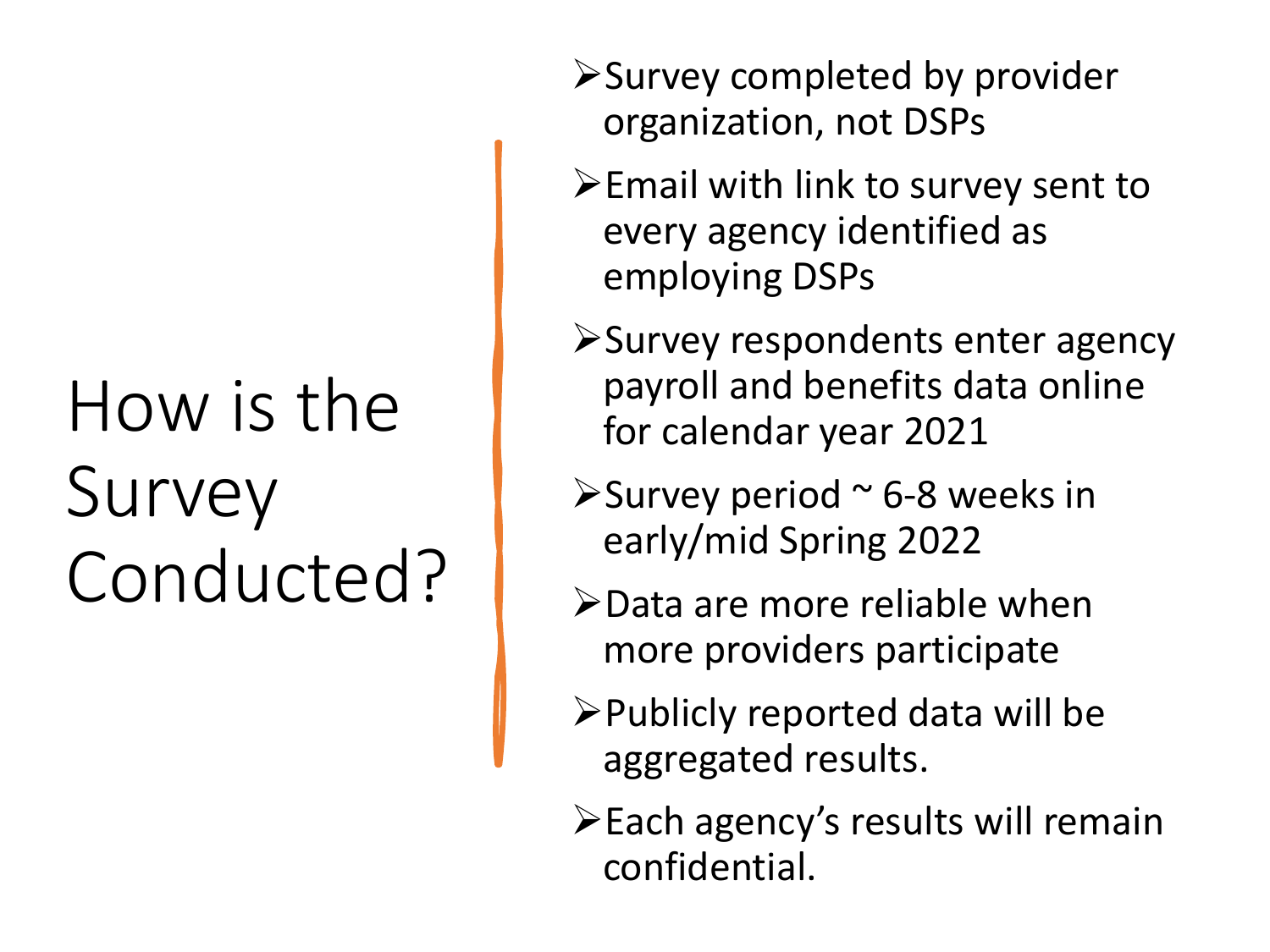# How is the Survey Conducted?

- Survey completed by provider organization, not DSPs
- Email with link to survey sent to every agency identified as employing DSPs
- Survey respondents enter agency payroll and benefits data online for calendar year 2021
- Survey period ~ 6-8 weeks in early/mid Spring 2022
- Data are more reliable when more providers participate
- Publicly reported data will be aggregated results.
- Each agency's results will remain confidential.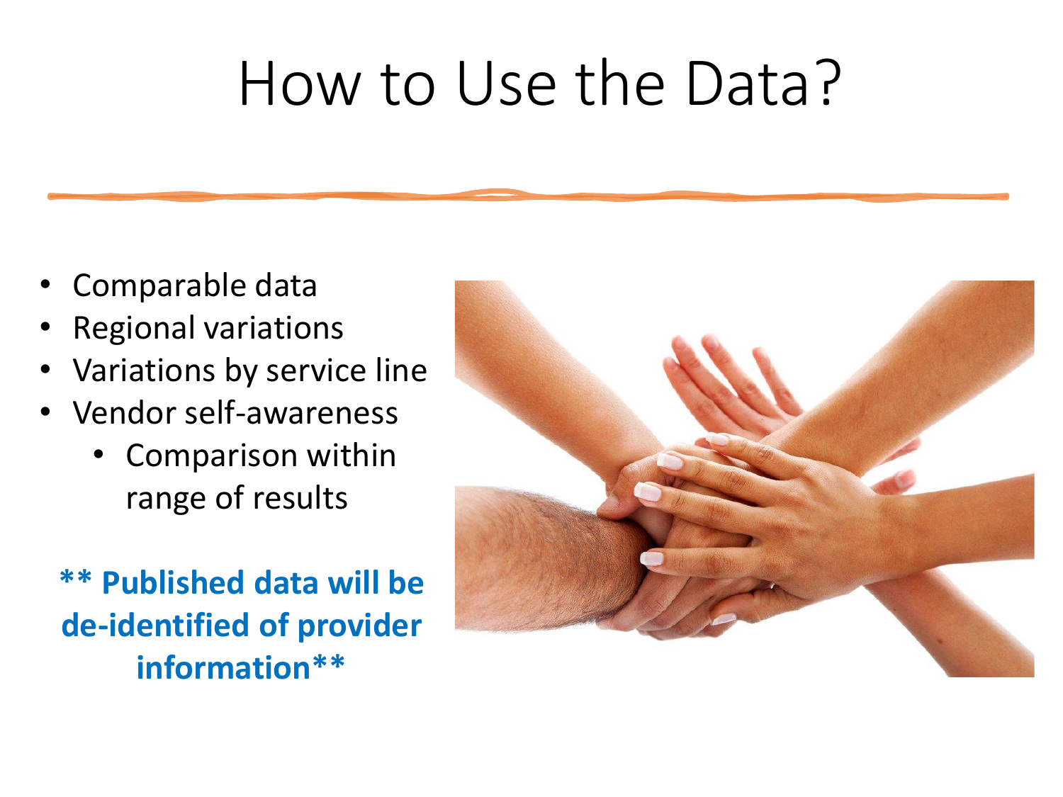# How to Use the Data?

- Comparable data
- Regional variations
- Variations by service line
- Vendor self-awareness
  - Comparison within range of results

**** Published data will be de-identified of provider information****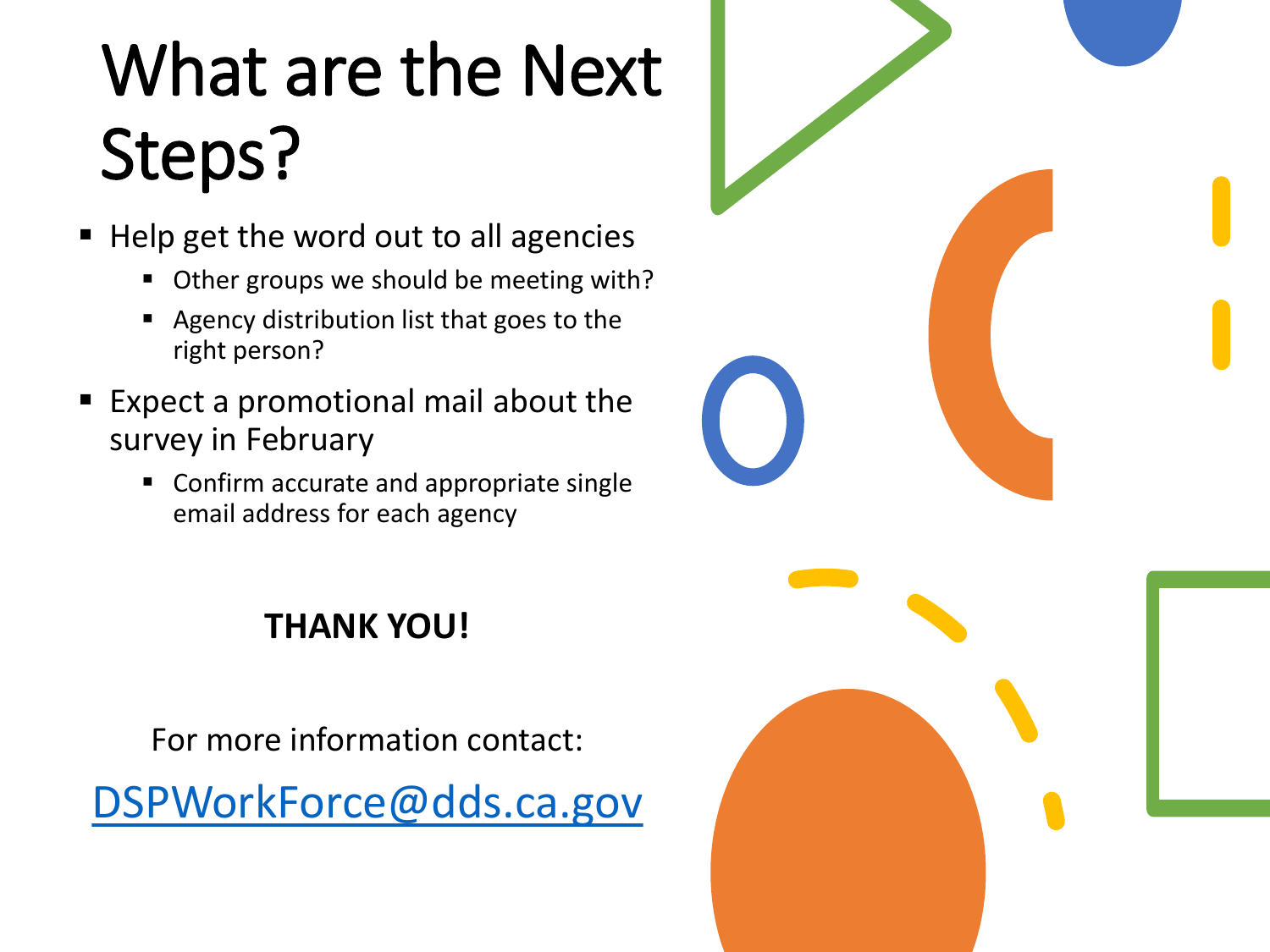# What are the Next Steps?

- Help get the word out to all agencies
  - Other groups we should be meeting with?
  - Agency distribution list that goes to the right person?
- Expect a promotional mail about the survey in February
  - Confirm accurate and appropriate single email address for each agency

**THANK YOU!**

For more information contact:

[DSPWorkForce@dds.ca.gov](mailto:DSPWorkForce@dds.ca.gov)